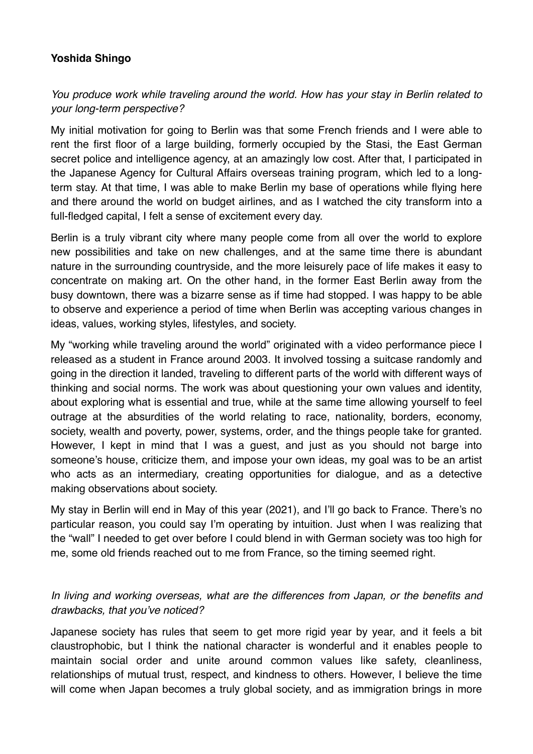**Yoshida Shingo**

*You produce work while traveling around the world. How has your stay in Berlin related to your long-term perspective?*

My initial motivation for going to Berlin was that some French friends and I were able to rent the first floor of a large building, formerly occupied by the Stasi, the East German secret police and intelligence agency, at an amazingly low cost. After that, I participated in the Japanese Agency for Cultural Affairs overseas training program, which led to a long-term stay. At that time, I was able to make Berlin my base of operations while flying here and there around the world on budget airlines, and as I watched the city transform into a full-fledged capital, I felt a sense of excitement every day.

Berlin is a truly vibrant city where many people come from all over the world to explore new possibilities and take on new challenges, and at the same time there is abundant nature in the surrounding countryside, and the more leisurely pace of life makes it easy to concentrate on making art. On the other hand, in the former East Berlin away from the busy downtown, there was a bizarre sense as if time had stopped. I was happy to be able to observe and experience a period of time when Berlin was accepting various changes in ideas, values, working styles, lifestyles, and society.

My "working while traveling around the world" originated with a video performance piece I released as a student in France around 2003. It involved tossing a suitcase randomly and going in the direction it landed, traveling to different parts of the world with different ways of thinking and social norms. The work was about questioning your own values and identity, about exploring what is essential and true, while at the same time allowing yourself to feel outrage at the absurdities of the world relating to race, nationality, borders, economy, society, wealth and poverty, power, systems, order, and the things people take for granted. However, I kept in mind that I was a guest, and just as you should not barge into someone's house, criticize them, and impose your own ideas, my goal was to be an artist who acts as an intermediary, creating opportunities for dialogue, and as a detective making observations about society.

My stay in Berlin will end in May of this year (2021), and I'll go back to France. There's no particular reason, you could say I'm operating by intuition. Just when I was realizing that the "wall" I needed to get over before I could blend in with German society was too high for me, some old friends reached out to me from France, so the timing seemed right.

*In living and working overseas, what are the differences from Japan, or the benefits and drawbacks, that you've noticed?*

Japanese society has rules that seem to get more rigid year by year, and it feels a bit claustrophobic, but I think the national character is wonderful and it enables people to maintain social order and unite around common values like safety, cleanliness, relationships of mutual trust, respect, and kindness to others. However, I believe the time will come when Japan becomes a truly global society, and as immigration brings in more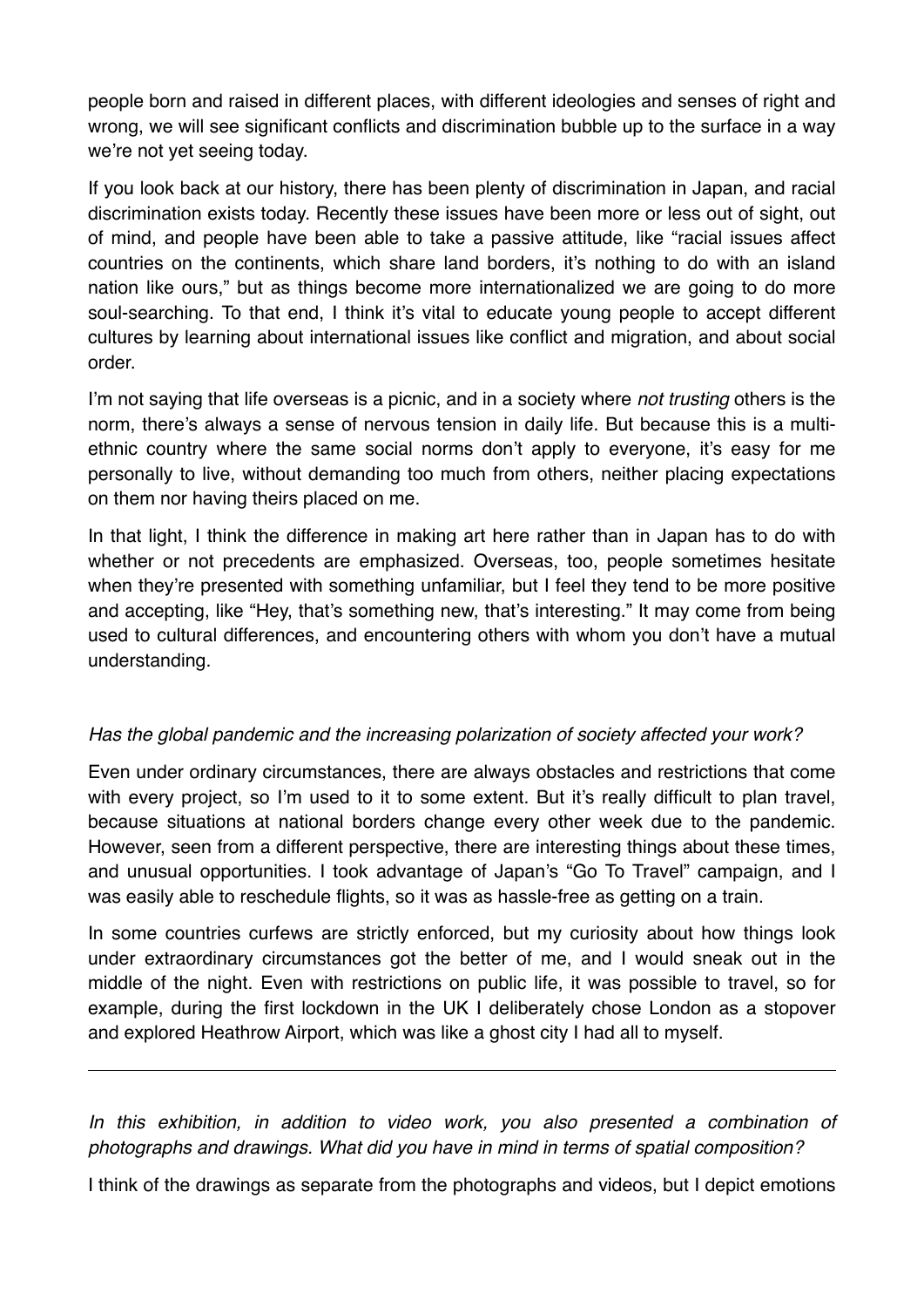people born and raised in different places, with different ideologies and senses of right and wrong, we will see significant conflicts and discrimination bubble up to the surface in a way we're not yet seeing today.

If you look back at our history, there has been plenty of discrimination in Japan, and racial discrimination exists today. Recently these issues have been more or less out of sight, out of mind, and people have been able to take a passive attitude, like "racial issues affect countries on the continents, which share land borders, it's nothing to do with an island nation like ours," but as things become more internationalized we are going to do more soul-searching. To that end, I think it's vital to educate young people to accept different cultures by learning about international issues like conflict and migration, and about social order.

I'm not saying that life overseas is a picnic, and in a society where *not trusting* others is the norm, there's always a sense of nervous tension in daily life. But because this is a multi-ethnic country where the same social norms don't apply to everyone, it's easy for me personally to live, without demanding too much from others, neither placing expectations on them nor having theirs placed on me.

In that light, I think the difference in making art here rather than in Japan has to do with whether or not precedents are emphasized. Overseas, too, people sometimes hesitate when they're presented with something unfamiliar, but I feel they tend to be more positive and accepting, like "Hey, that's something new, that's interesting." It may come from being used to cultural differences, and encountering others with whom you don't have a mutual understanding.

*Has the global pandemic and the increasing polarization of society affected your work?*

Even under ordinary circumstances, there are always obstacles and restrictions that come with every project, so I'm used to it to some extent. But it's really difficult to plan travel, because situations at national borders change every other week due to the pandemic. However, seen from a different perspective, there are interesting things about these times, and unusual opportunities. I took advantage of Japan's "Go To Travel" campaign, and I was easily able to reschedule flights, so it was as hassle-free as getting on a train.

In some countries curfews are strictly enforced, but my curiosity about how things look under extraordinary circumstances got the better of me, and I would sneak out in the middle of the night. Even with restrictions on public life, it was possible to travel, so for example, during the first lockdown in the UK I deliberately chose London as a stopover and explored Heathrow Airport, which was like a ghost city I had all to myself.

---

*In this exhibition, in addition to video work, you also presented a combination of photographs and drawings. What did you have in mind in terms of spatial composition?*

I think of the drawings as separate from the photographs and videos, but I depict emotions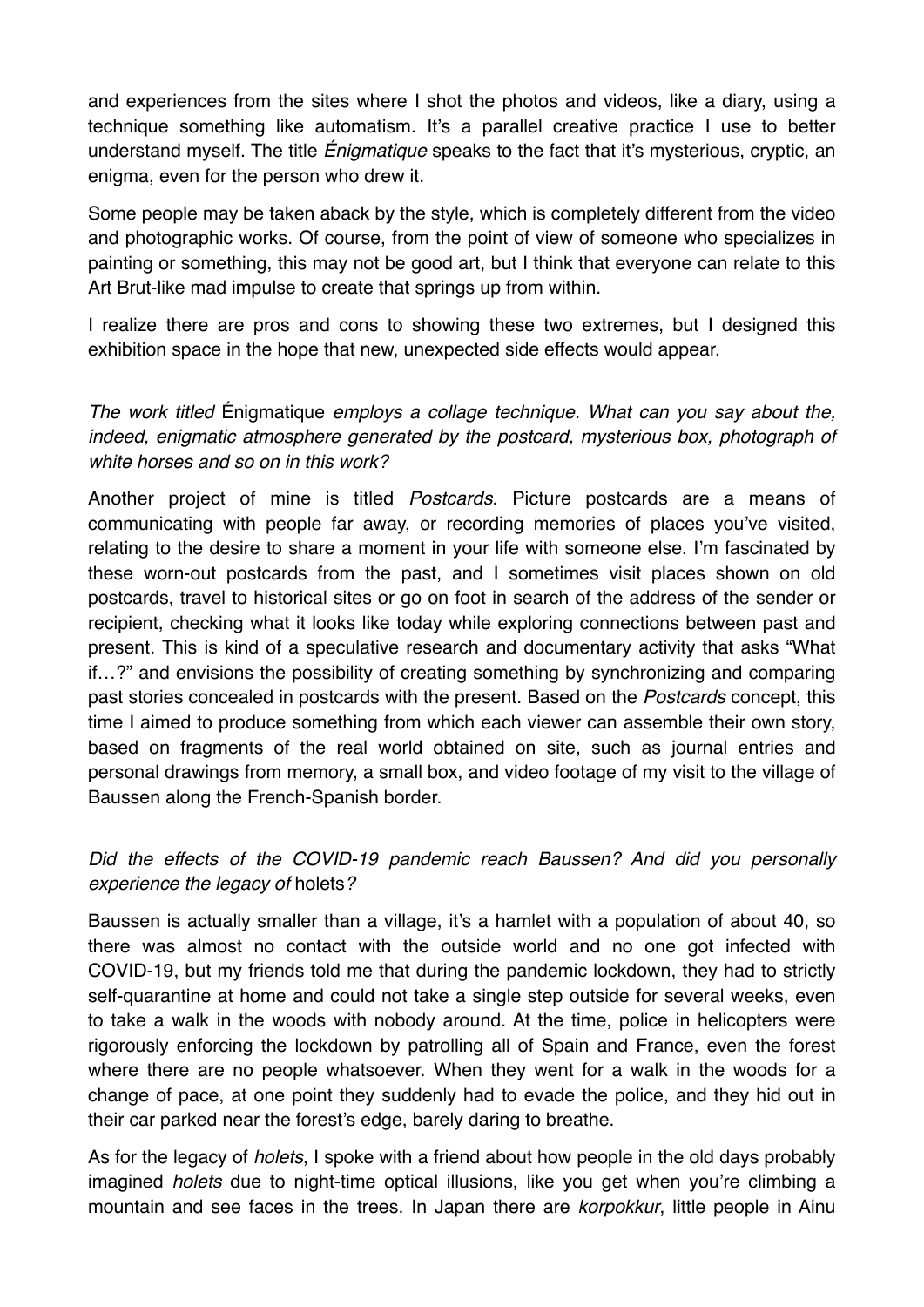and experiences from the sites where I shot the photos and videos, like a diary, using a technique something like automatism. It's a parallel creative practice I use to better understand myself. The title *Énigmatique* speaks to the fact that it's mysterious, cryptic, an enigma, even for the person who drew it.

Some people may be taken aback by the style, which is completely different from the video and photographic works. Of course, from the point of view of someone who specializes in painting or something, this may not be good art, but I think that everyone can relate to this Art Brut-like mad impulse to create that springs up from within.

I realize there are pros and cons to showing these two extremes, but I designed this exhibition space in the hope that new, unexpected side effects would appear.

*The work titled* Énigmatique *employs a collage technique. What can you say about the, indeed, enigmatic atmosphere generated by the postcard, mysterious box, photograph of white horses and so on in this work?*

Another project of mine is titled *Postcards*. Picture postcards are a means of communicating with people far away, or recording memories of places you've visited, relating to the desire to share a moment in your life with someone else. I'm fascinated by these worn-out postcards from the past, and I sometimes visit places shown on old postcards, travel to historical sites or go on foot in search of the address of the sender or recipient, checking what it looks like today while exploring connections between past and present. This is kind of a speculative research and documentary activity that asks "What if…?" and envisions the possibility of creating something by synchronizing and comparing past stories concealed in postcards with the present. Based on the *Postcards* concept, this time I aimed to produce something from which each viewer can assemble their own story, based on fragments of the real world obtained on site, such as journal entries and personal drawings from memory, a small box, and video footage of my visit to the village of Baussen along the French-Spanish border.

*Did the effects of the COVID-19 pandemic reach Baussen? And did you personally experience the legacy of* holets*?*

Baussen is actually smaller than a village, it's a hamlet with a population of about 40, so there was almost no contact with the outside world and no one got infected with COVID-19, but my friends told me that during the pandemic lockdown, they had to strictly self-quarantine at home and could not take a single step outside for several weeks, even to take a walk in the woods with nobody around. At the time, police in helicopters were rigorously enforcing the lockdown by patrolling all of Spain and France, even the forest where there are no people whatsoever. When they went for a walk in the woods for a change of pace, at one point they suddenly had to evade the police, and they hid out in their car parked near the forest's edge, barely daring to breathe.

As for the legacy of *holets*, I spoke with a friend about how people in the old days probably imagined *holets* due to night-time optical illusions, like you get when you're climbing a mountain and see faces in the trees. In Japan there are *korpokkur*, little people in Ainu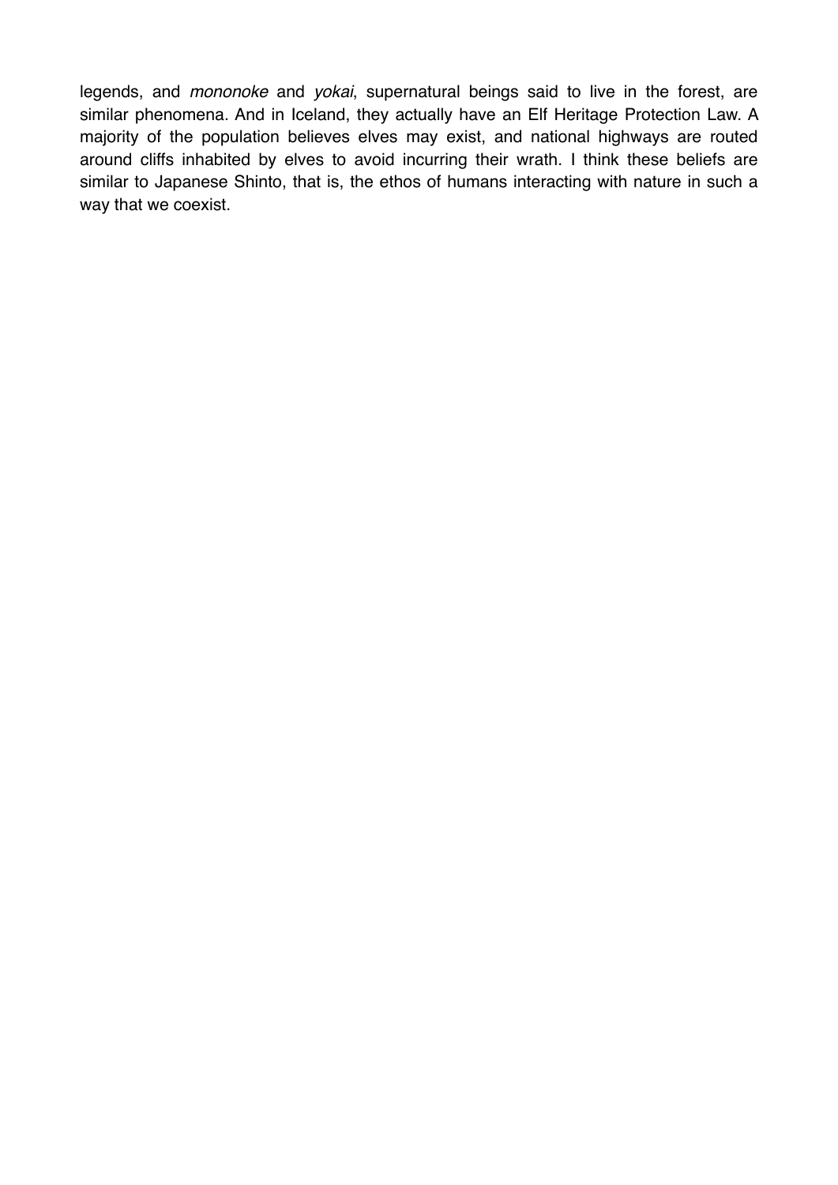legends, and *mononoke* and *yokai*, supernatural beings said to live in the forest, are similar phenomena. And in Iceland, they actually have an Elf Heritage Protection Law. A majority of the population believes elves may exist, and national highways are routed around cliffs inhabited by elves to avoid incurring their wrath. I think these beliefs are similar to Japanese Shinto, that is, the ethos of humans interacting with nature in such a way that we coexist.